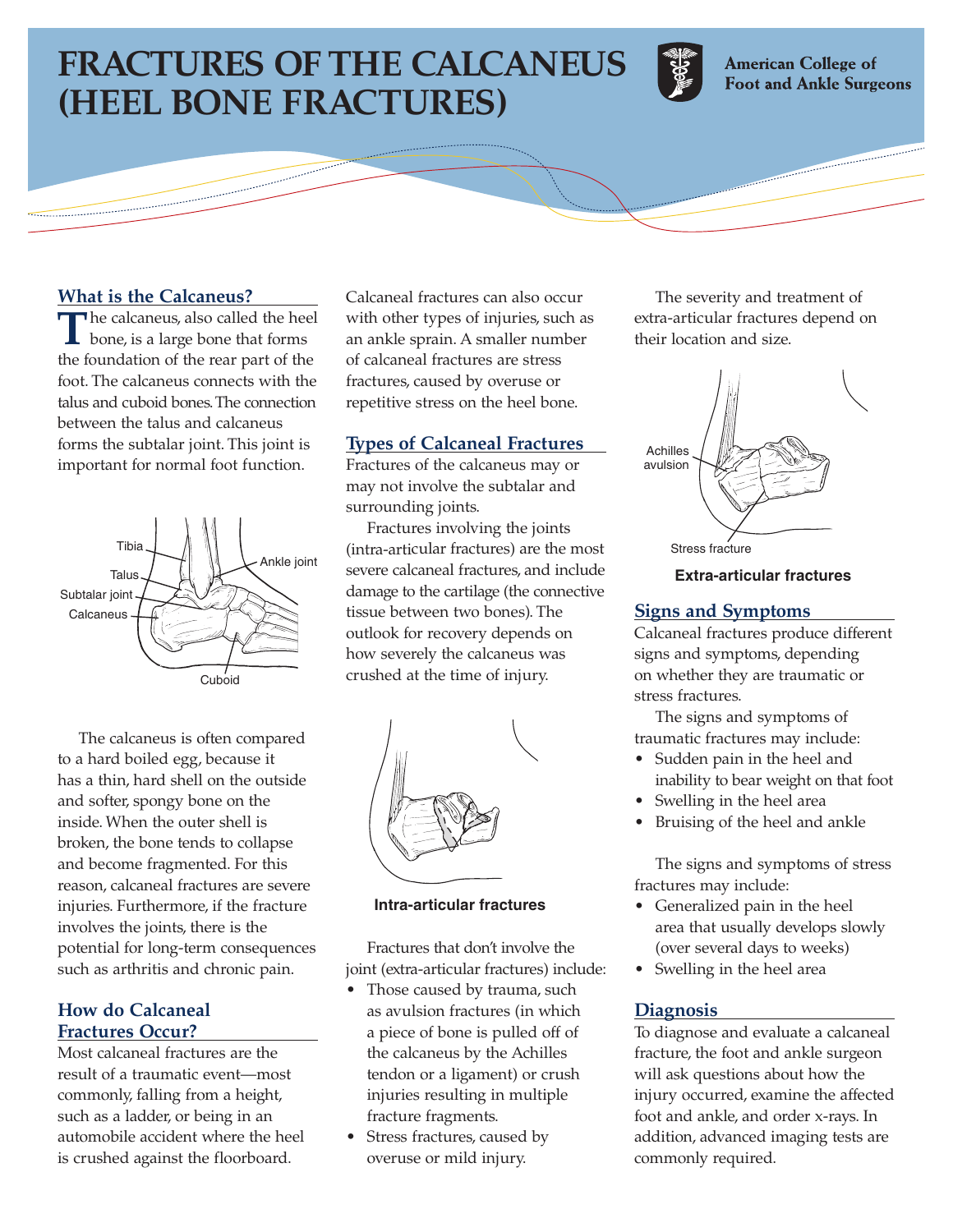# FRACTURES OF THE CALCANEUS (HEEL BONE FRACTURES)

American College of Foot and Ankle Surgeons

## What is the Calcaneus?

The calcaneus, also called the heel bone, is a large bone that forms the foundation of the rear part of the foot. The calcaneus connects with the talus and cuboid bones. The connection between the talus and calcaneus forms the subtalar joint. This joint is important for normal foot function.

Tibia
Talus
Subtalar joint
Calcaneus
Ankle joint
Cuboid

The calcaneus is often compared to a hard boiled egg, because it has a thin, hard shell on the outside and softer, spongy bone on the inside. When the outer shell is broken, the bone tends to collapse and become fragmented. For this reason, calcaneal fractures are severe injuries. Furthermore, if the fracture involves the joints, there is the potential for long-term consequences such as arthritis and chronic pain.

## How do Calcaneal Fractures Occur?

Most calcaneal fractures are the result of a traumatic event—most commonly, falling from a height, such as a ladder, or being in an automobile accident where the heel is crushed against the floorboard.

Calcaneal fractures can also occur with other types of injuries, such as an ankle sprain. A smaller number of calcaneal fractures are stress fractures, caused by overuse or repetitive stress on the heel bone.

## Types of Calcaneal Fractures

Fractures of the calcaneus may or may not involve the subtalar and surrounding joints.

Fractures involving the joints (intra-articular fractures) are the most severe calcaneal fractures, and include damage to the cartilage (the connective tissue between two bones). The outlook for recovery depends on how severely the calcaneus was crushed at the time of injury.

**Intra-articular fractures**

Fractures that don't involve the joint (extra-articular fractures) include:

- Those caused by trauma, such as avulsion fractures (in which a piece of bone is pulled off of the calcaneus by the Achilles tendon or a ligament) or crush injuries resulting in multiple fracture fragments.
- Stress fractures, caused by overuse or mild injury.

The severity and treatment of extra-articular fractures depend on their location and size.

Achilles avulsion
Stress fracture

**Extra-articular fractures**

## Signs and Symptoms

Calcaneal fractures produce different signs and symptoms, depending on whether they are traumatic or stress fractures.

The signs and symptoms of traumatic fractures may include:

- Sudden pain in the heel and inability to bear weight on that foot
- Swelling in the heel area
- Bruising of the heel and ankle

The signs and symptoms of stress fractures may include:

- Generalized pain in the heel area that usually develops slowly (over several days to weeks)
- Swelling in the heel area

## Diagnosis

To diagnose and evaluate a calcaneal fracture, the foot and ankle surgeon will ask questions about how the injury occurred, examine the affected foot and ankle, and order x-rays. In addition, advanced imaging tests are commonly required.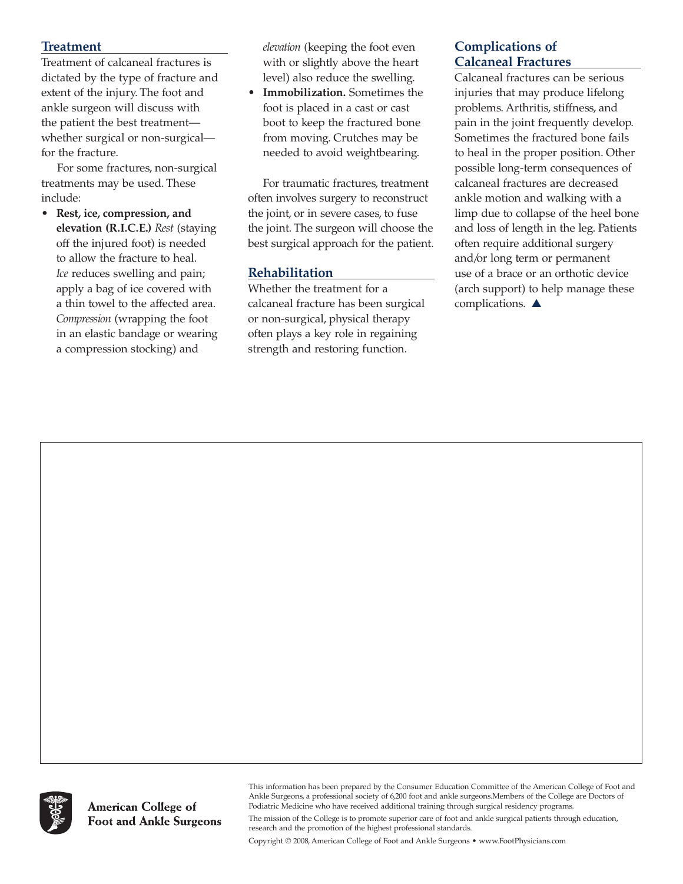## Treatment

Treatment of calcaneal fractures is dictated by the type of fracture and extent of the injury. The foot and ankle surgeon will discuss with the patient the best treatment—whether surgical or non-surgical—for the fracture.

For some fractures, non-surgical treatments may be used. These include:

- **Rest, ice, compression, and elevation (R.I.C.E.)** *Rest* (staying off the injured foot) is needed to allow the fracture to heal. *Ice* reduces swelling and pain; apply a bag of ice covered with a thin towel to the affected area. *Compression* (wrapping the foot in an elastic bandage or wearing a compression stocking) and *elevation* (keeping the foot even with or slightly above the heart level) also reduce the swelling.
- **Immobilization.** Sometimes the foot is placed in a cast or cast boot to keep the fractured bone from moving. Crutches may be needed to avoid weightbearing.

For traumatic fractures, treatment often involves surgery to reconstruct the joint, or in severe cases, to fuse the joint. The surgeon will choose the best surgical approach for the patient.

## Rehabilitation

Whether the treatment for a calcaneal fracture has been surgical or non-surgical, physical therapy often plays a key role in regaining strength and restoring function.

## Complications of Calcaneal Fractures

Calcaneal fractures can be serious injuries that may produce lifelong problems. Arthritis, stiffness, and pain in the joint frequently develop. Sometimes the fractured bone fails to heal in the proper position. Other possible long-term consequences of calcaneal fractures are decreased ankle motion and walking with a limp due to collapse of the heel bone and loss of length in the leg. Patients often require additional surgery and/or long term or permanent use of a brace or an orthotic device (arch support) to help manage these complications. ▲

**American College of Foot and Ankle Surgeons**

This information has been prepared by the Consumer Education Committee of the American College of Foot and Ankle Surgeons, a professional society of 6,200 foot and ankle surgeons.Members of the College are Doctors of Podiatric Medicine who have received additional training through surgical residency programs.

The mission of the College is to promote superior care of foot and ankle surgical patients through education, research and the promotion of the highest professional standards.

Copyright © 2008, American College of Foot and Ankle Surgeons • www.FootPhysicians.com